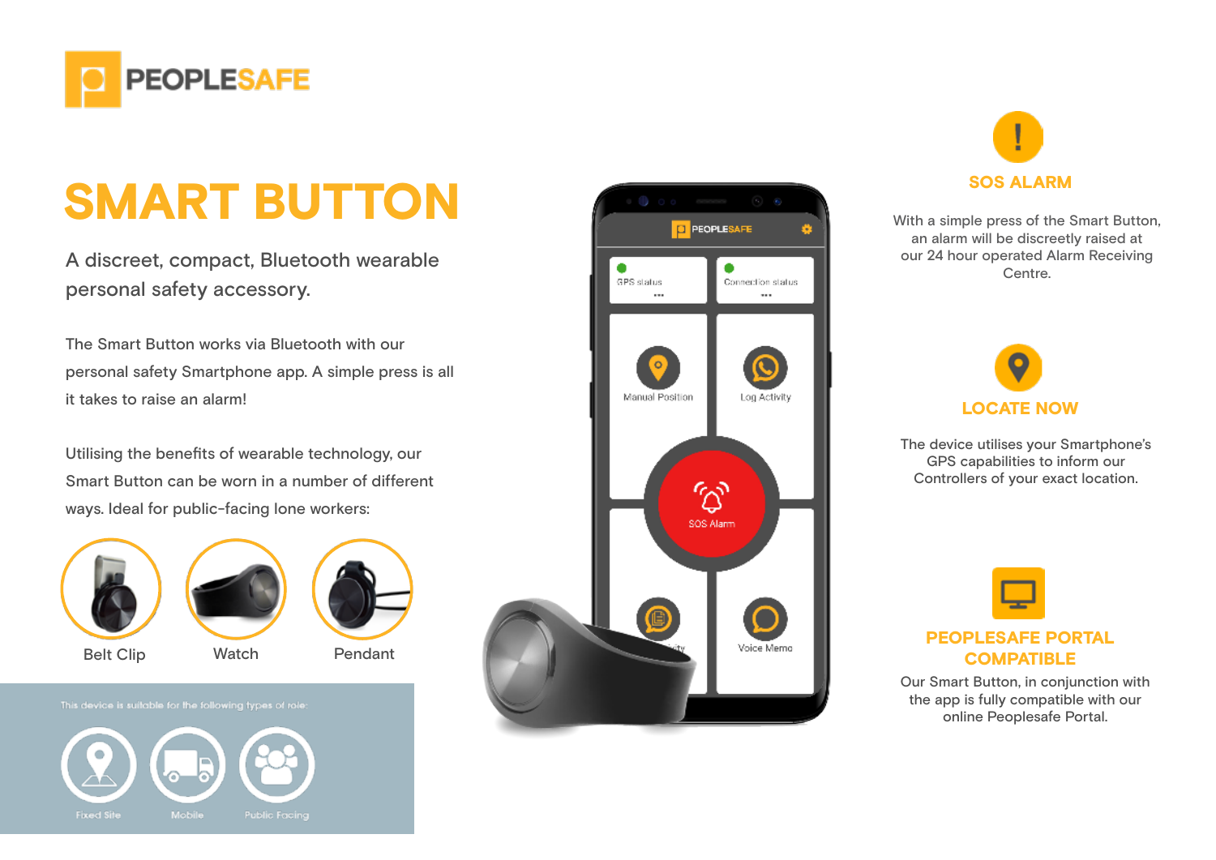PEOPLESAFE

# SMART BUTTON

A discreet, compact, Bluetooth wearable personal safety accessory.

The Smart Button works via Bluetooth with our personal safety Smartphone app. A simple press is all it takes to raise an alarm!

Utilising the benefits of wearable technology, our Smart Button can be worn in a number of different ways. Ideal for public-facing lone workers:

- Belt Clip
- Watch
- Pendant

This device is suitable for the following types of role:

- Fixed Site
- Mobile
- Public Facing

## SOS ALARM

With a simple press of the Smart Button, an alarm will be discreetly raised at our 24 hour operated Alarm Receiving Centre.

## LOCATE NOW

The device utilises your Smartphone's GPS capabilities to inform our Controllers of your exact location.

## PEOPLESAFE PORTAL COMPATIBLE

Our Smart Button, in conjunction with the app is fully compatible with our online Peoplesafe Portal.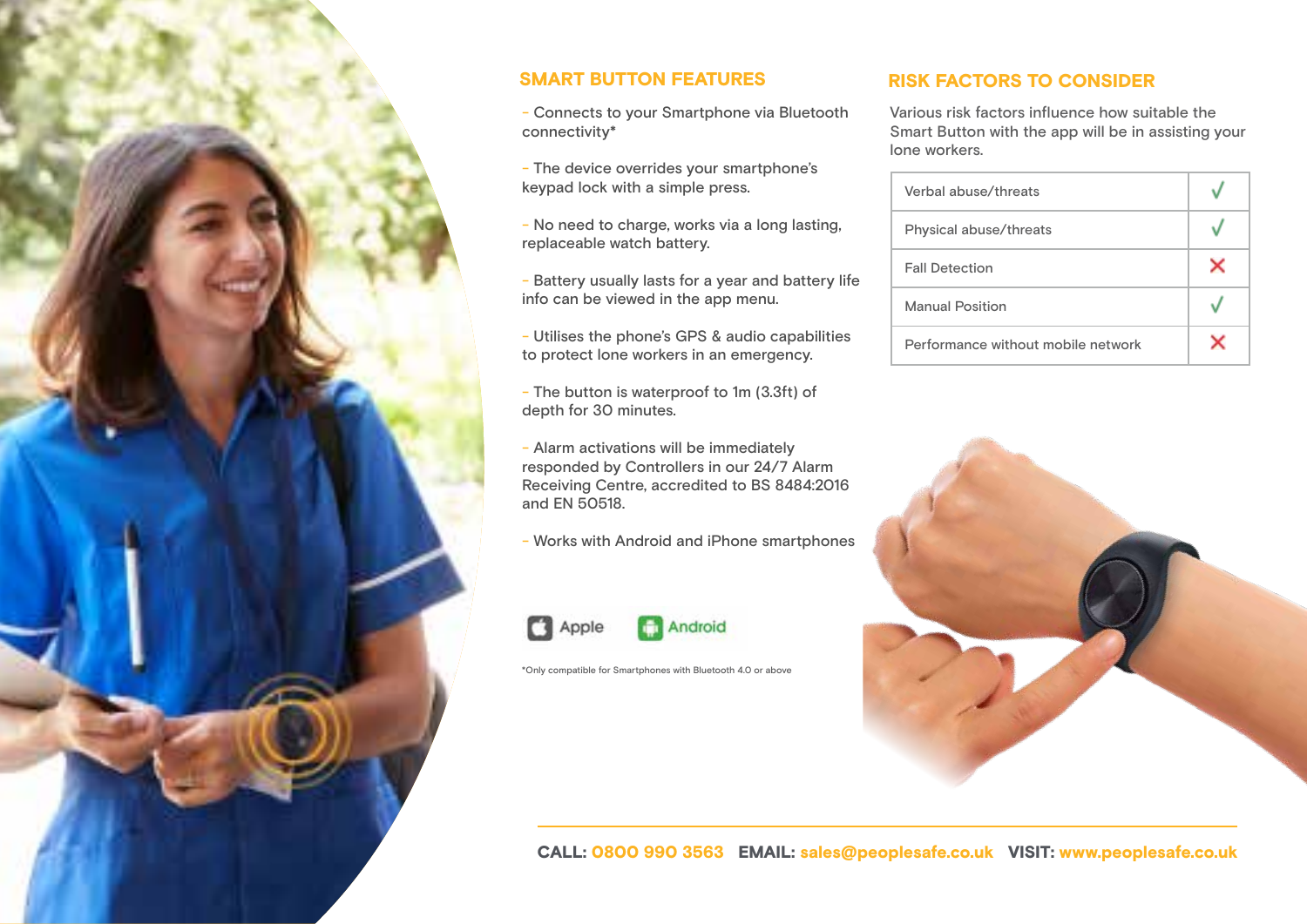## SMART BUTTON FEATURES

- Connects to your Smartphone via Bluetooth connectivity*
- The device overrides your smartphone's keypad lock with a simple press.
- No need to charge, works via a long lasting, replaceable watch battery.
- Battery usually lasts for a year and battery life info can be viewed in the app menu.
- Utilises the phone's GPS & audio capabilities to protect lone workers in an emergency.
- The button is waterproof to 1m (3.3ft) of depth for 30 minutes.
- Alarm activations will be immediately responded by Controllers in our 24/7 Alarm Receiving Centre, accredited to BS 8484:2016 and EN 50518.
- Works with Android and iPhone smartphones

Apple Android

*Only compatible for Smartphones with Bluetooth 4.0 or above

## RISK FACTORS TO CONSIDER

Various risk factors influence how suitable the Smart Button with the app will be in assisting your lone workers.

| | |
|---|---|
| Verbal abuse/threats | ✓ |
| Physical abuse/threats | ✓ |
| Fall Detection | ✗ |
| Manual Position | ✓ |
| Performance without mobile network | ✗ |

**CALL:** 0800 990 3563 **EMAIL:** sales@peoplesafe.co.uk **VISIT:** www.peoplesafe.co.uk